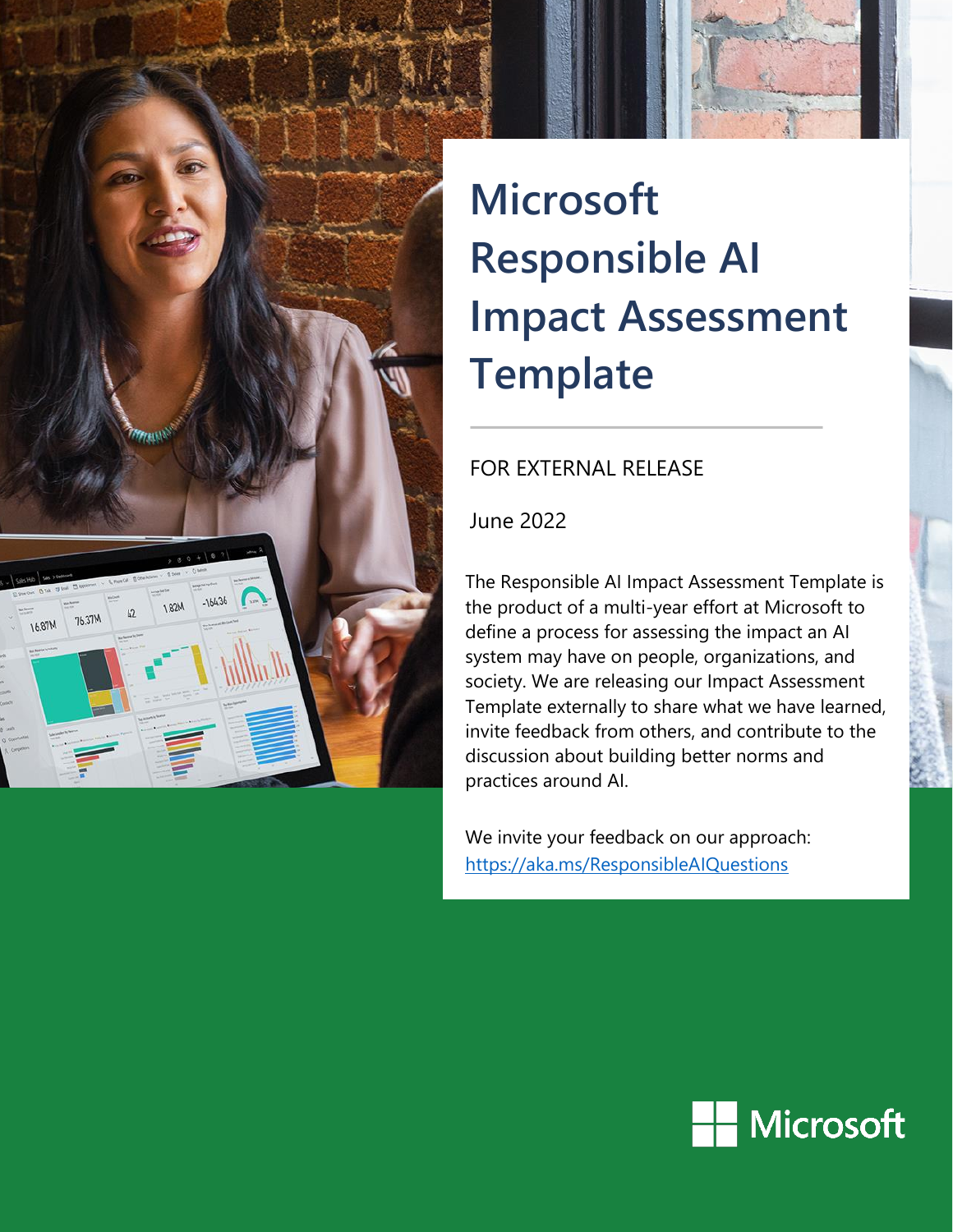# Microsoft Responsible AI Impact Assessment Template

FOR EXTERNAL RELEASE

June 2022

The Responsible AI Impact Assessment Template is the product of a multi-year effort at Microsoft to define a process for assessing the impact an AI system may have on people, organizations, and society. We are releasing our Impact Assessment Template externally to share what we have learned, invite feedback from others, and contribute to the discussion about building better norms and practices around AI.

We invite your feedback on our approach: https://aka.ms/ResponsibleAIQuestions

Microsoft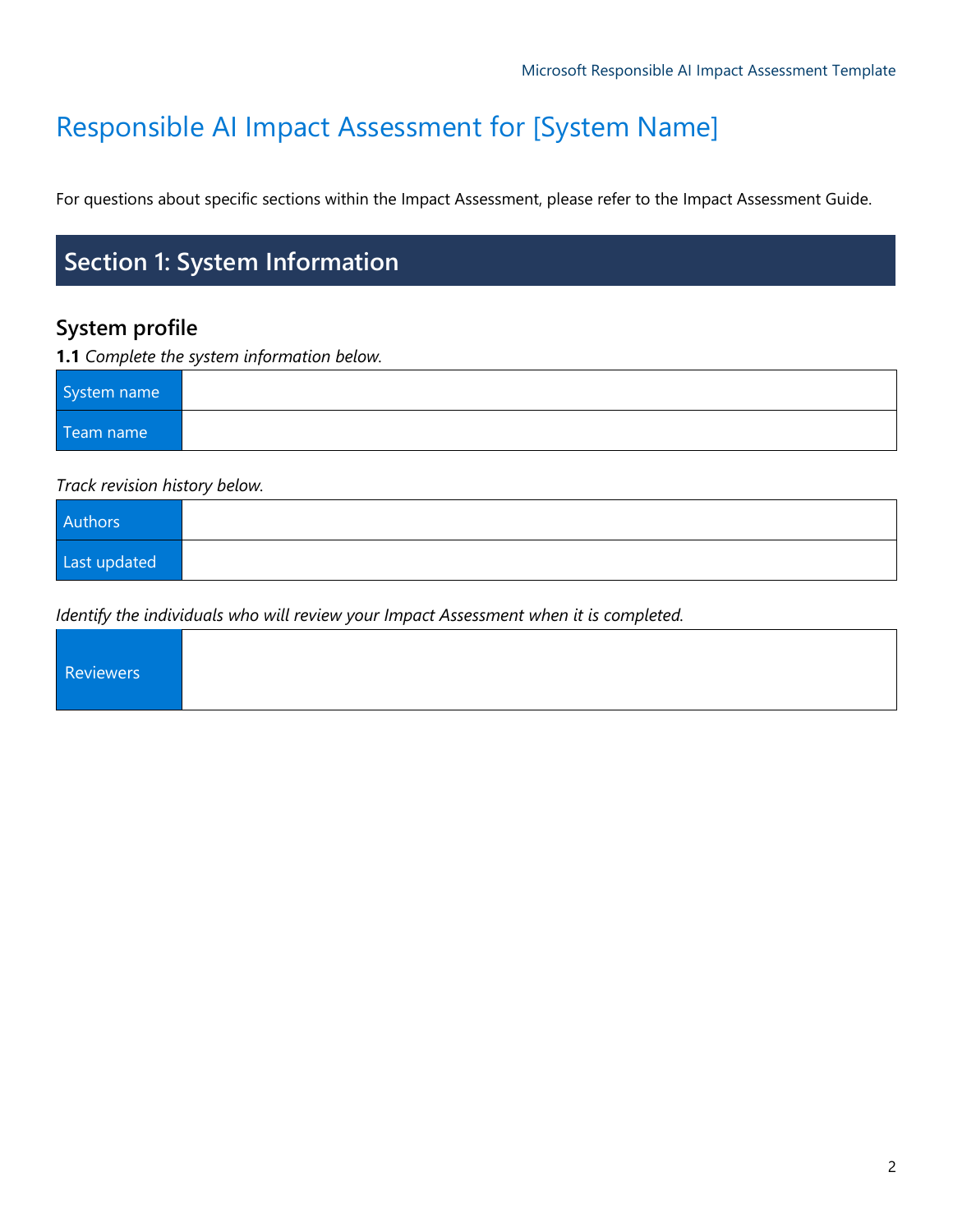# Responsible AI Impact Assessment for [System Name]

For questions about specific sections within the Impact Assessment, please refer to the Impact Assessment Guide.

## Section 1: System Information

### System profile

**1.1** *Complete the system information below.*

| | |
|---|---|
| System name | |
| Team name | |

*Track revision history below.*

| | |
|---|---|
| Authors | |
| Last updated | |

*Identify the individuals who will review your Impact Assessment when it is completed.*

| | |
|---|---|
| Reviewers | |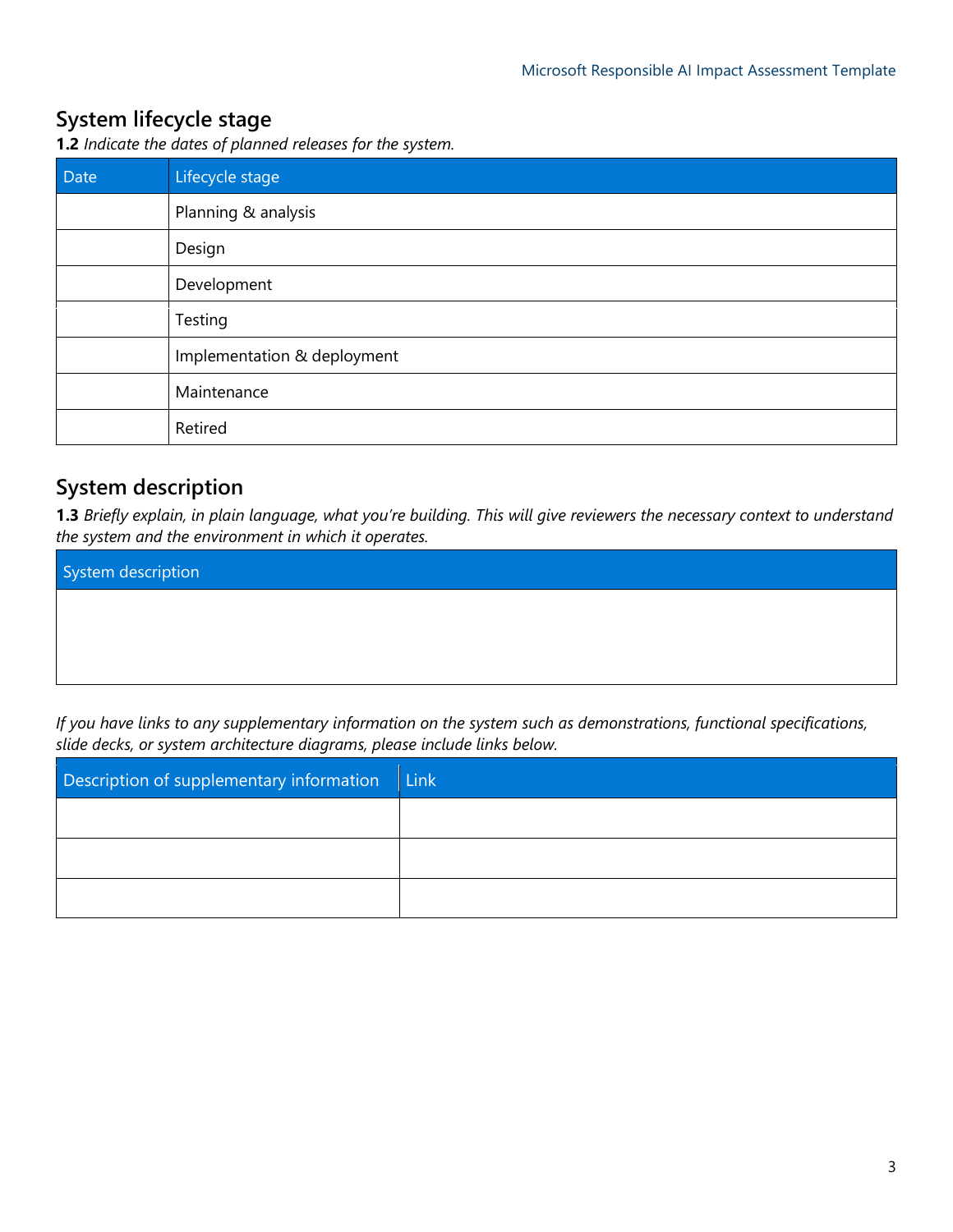## System lifecycle stage

**1.2** *Indicate the dates of planned releases for the system.*

| Date | Lifecycle stage |
|---|---|
| | Planning & analysis |
| | Design |
| | Development |
| | Testing |
| | Implementation & deployment |
| | Maintenance |
| | Retired |

## System description

**1.3** *Briefly explain, in plain language, what you're building. This will give reviewers the necessary context to understand the system and the environment in which it operates.*

| System description |
|---|
| |

*If you have links to any supplementary information on the system such as demonstrations, functional specifications, slide decks, or system architecture diagrams, please include links below.*

| Description of supplementary information | Link |
|---|---|
| | |
| | |
| | |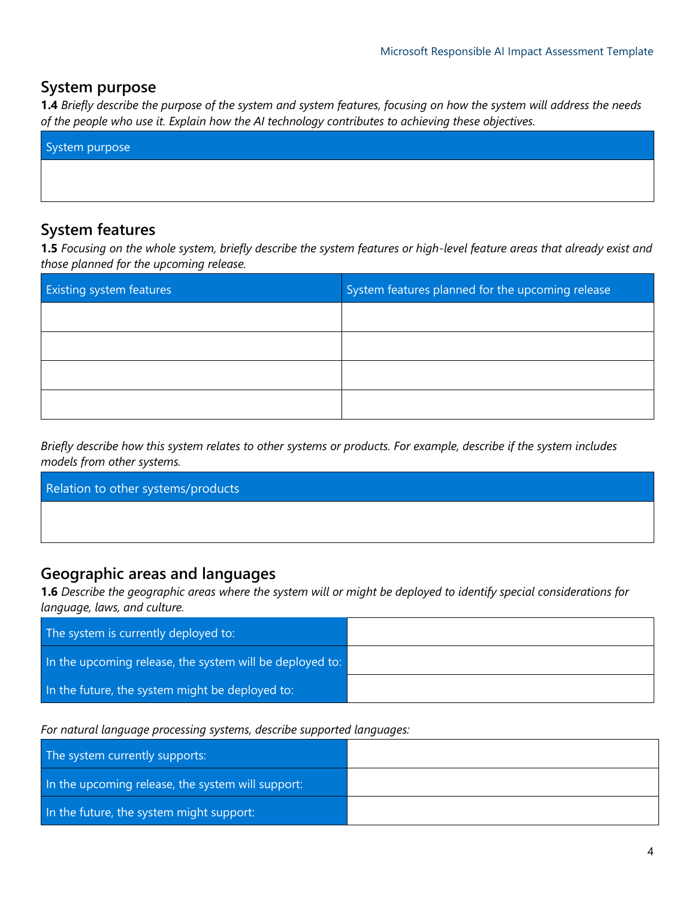## System purpose

**1.4** *Briefly describe the purpose of the system and system features, focusing on how the system will address the needs of the people who use it. Explain how the AI technology contributes to achieving these objectives.*

| System purpose |
| --- |
| |

## System features

**1.5** *Focusing on the whole system, briefly describe the system features or high-level feature areas that already exist and those planned for the upcoming release.*

| Existing system features | System features planned for the upcoming release |
| --- | --- |
| | |
| | |
| | |
| | |

*Briefly describe how this system relates to other systems or products. For example, describe if the system includes models from other systems.*

| Relation to other systems/products |
| --- |
| |

## Geographic areas and languages

**1.6** *Describe the geographic areas where the system will or might be deployed to identify special considerations for language, laws, and culture.*

| | |
| --- | --- |
| The system is currently deployed to: | |
| In the upcoming release, the system will be deployed to: | |
| In the future, the system might be deployed to: | |

*For natural language processing systems, describe supported languages:*

| | |
| --- | --- |
| The system currently supports: | |
| In the upcoming release, the system will support: | |
| In the future, the system might support: | |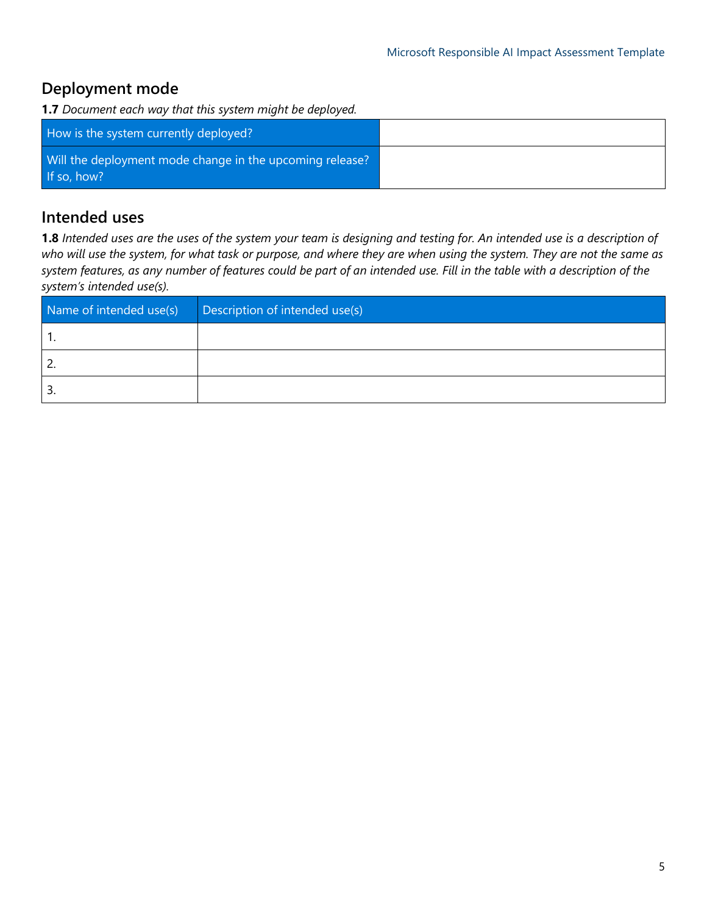## Deployment mode

**1.7** *Document each way that this system might be deployed.*

| How is the system currently deployed? | |
|---|---|
| Will the deployment mode change in the upcoming release? If so, how? | |

## Intended uses

**1.8** *Intended uses are the uses of the system your team is designing and testing for. An intended use is a description of who will use the system, for what task or purpose, and where they are when using the system. They are not the same as system features, as any number of features could be part of an intended use. Fill in the table with a description of the system's intended use(s).*

| Name of intended use(s) | Description of intended use(s) |
|---|---|
| 1. | |
| 2. | |
| 3. | |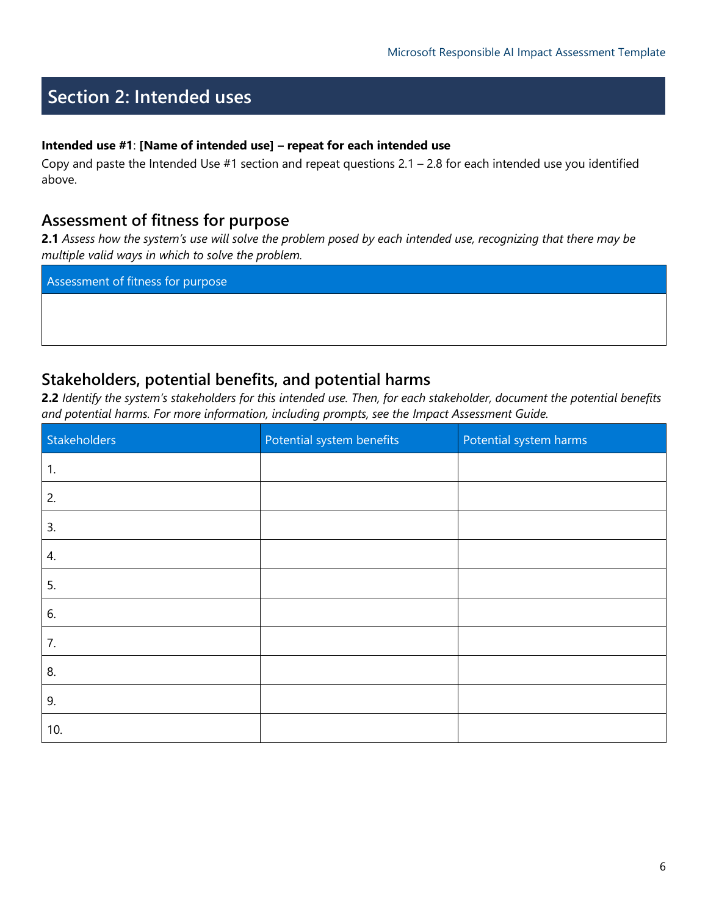## Section 2: Intended uses

**Intended use #1**: **[Name of intended use] – repeat for each intended use**

Copy and paste the Intended Use #1 section and repeat questions 2.1 – 2.8 for each intended use you identified above.

### Assessment of fitness for purpose

**2.1** *Assess how the system's use will solve the problem posed by each intended use, recognizing that there may be multiple valid ways in which to solve the problem.*

| Assessment of fitness for purpose |
| --- |
| |

### Stakeholders, potential benefits, and potential harms

**2.2** *Identify the system's stakeholders for this intended use. Then, for each stakeholder, document the potential benefits and potential harms. For more information, including prompts, see the Impact Assessment Guide.*

| Stakeholders | Potential system benefits | Potential system harms |
| --- | --- | --- |
| 1. | | |
| 2. | | |
| 3. | | |
| 4. | | |
| 5. | | |
| 6. | | |
| 7. | | |
| 8. | | |
| 9. | | |
| 10. | | |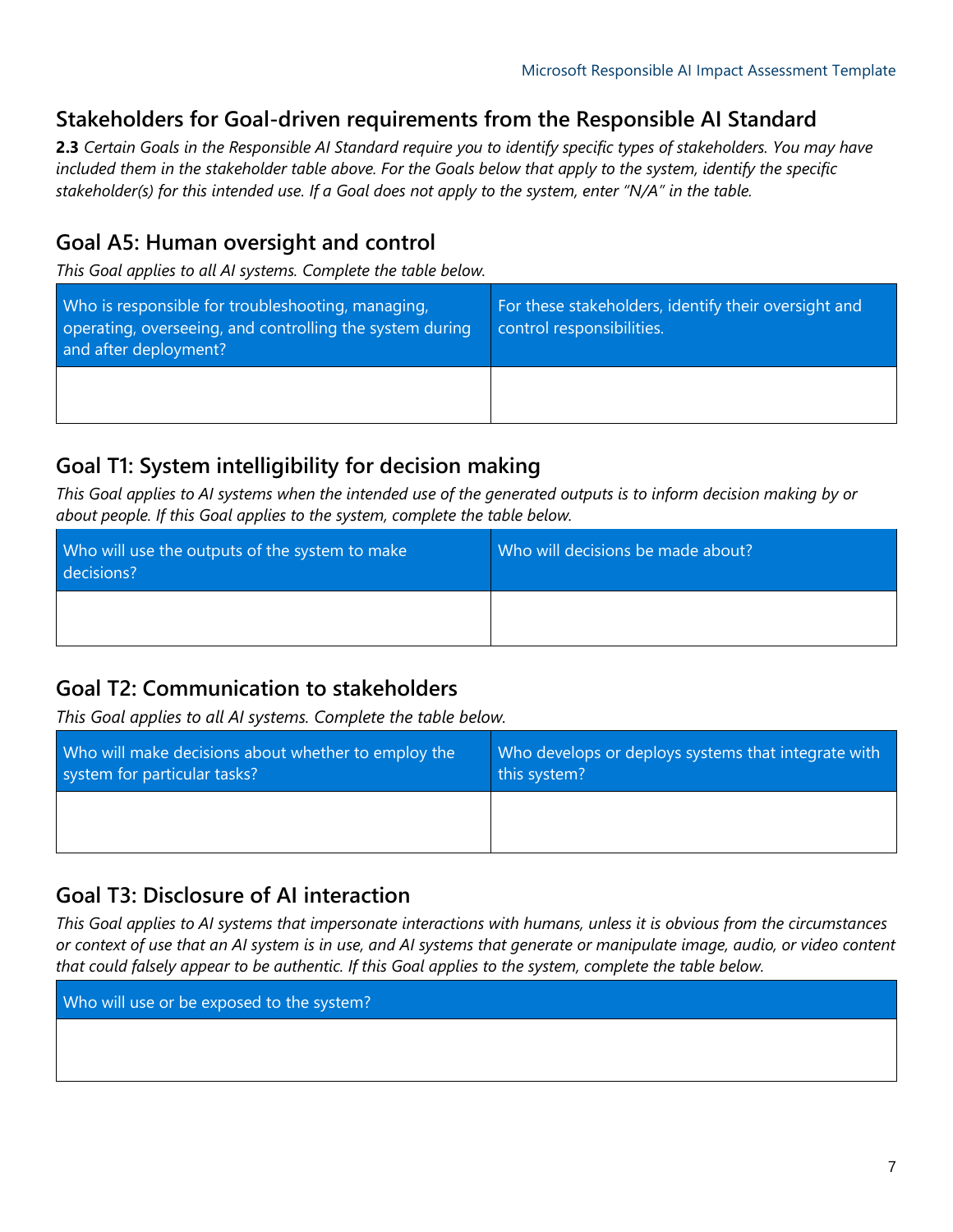## Stakeholders for Goal-driven requirements from the Responsible AI Standard

**2.3** *Certain Goals in the Responsible AI Standard require you to identify specific types of stakeholders. You may have included them in the stakeholder table above. For the Goals below that apply to the system, identify the specific stakeholder(s) for this intended use. If a Goal does not apply to the system, enter "N/A" in the table.*

### Goal A5: Human oversight and control

*This Goal applies to all AI systems. Complete the table below.*

| Who is responsible for troubleshooting, managing, operating, overseeing, and controlling the system during and after deployment? | For these stakeholders, identify their oversight and control responsibilities. |
| --- | --- |
| | |

### Goal T1: System intelligibility for decision making

*This Goal applies to AI systems when the intended use of the generated outputs is to inform decision making by or about people. If this Goal applies to the system, complete the table below.*

| Who will use the outputs of the system to make decisions? | Who will decisions be made about? |
| --- | --- |
| | |

### Goal T2: Communication to stakeholders

*This Goal applies to all AI systems. Complete the table below.*

| Who will make decisions about whether to employ the system for particular tasks? | Who develops or deploys systems that integrate with this system? |
| --- | --- |
| | |

### Goal T3: Disclosure of AI interaction

*This Goal applies to AI systems that impersonate interactions with humans, unless it is obvious from the circumstances or context of use that an AI system is in use, and AI systems that generate or manipulate image, audio, or video content that could falsely appear to be authentic. If this Goal applies to the system, complete the table below.*

| Who will use or be exposed to the system? |
| --- |
| |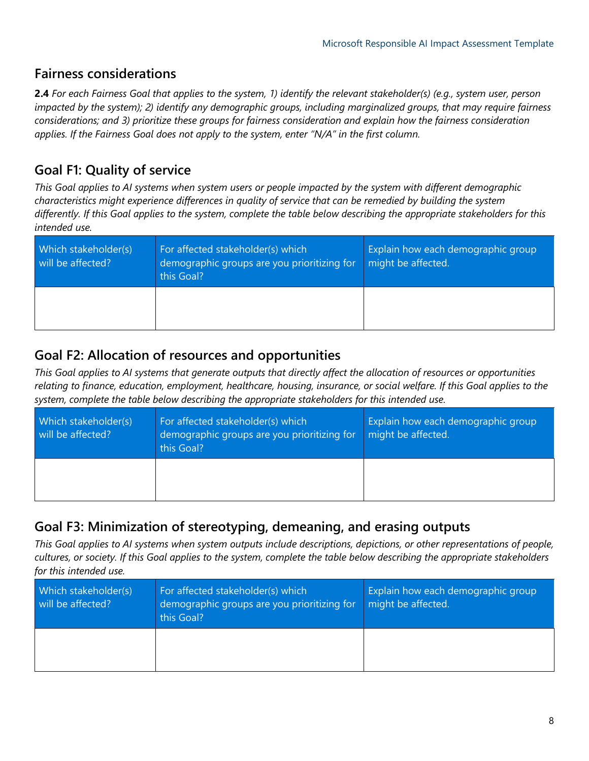## Fairness considerations

**2.4** *For each Fairness Goal that applies to the system, 1) identify the relevant stakeholder(s) (e.g., system user, person impacted by the system); 2) identify any demographic groups, including marginalized groups, that may require fairness considerations; and 3) prioritize these groups for fairness consideration and explain how the fairness consideration applies. If the Fairness Goal does not apply to the system, enter "N/A" in the first column.*

## Goal F1: Quality of service

*This Goal applies to AI systems when system users or people impacted by the system with different demographic characteristics might experience differences in quality of service that can be remedied by building the system differently. If this Goal applies to the system, complete the table below describing the appropriate stakeholders for this intended use.*

| Which stakeholder(s) will be affected? | For affected stakeholder(s) which demographic groups are you prioritizing for this Goal? | Explain how each demographic group might be affected. |
| --- | --- | --- |
| | | |

## Goal F2: Allocation of resources and opportunities

*This Goal applies to AI systems that generate outputs that directly affect the allocation of resources or opportunities relating to finance, education, employment, healthcare, housing, insurance, or social welfare. If this Goal applies to the system, complete the table below describing the appropriate stakeholders for this intended use.*

| Which stakeholder(s) will be affected? | For affected stakeholder(s) which demographic groups are you prioritizing for this Goal? | Explain how each demographic group might be affected. |
| --- | --- | --- |
| | | |

## Goal F3: Minimization of stereotyping, demeaning, and erasing outputs

*This Goal applies to AI systems when system outputs include descriptions, depictions, or other representations of people, cultures, or society. If this Goal applies to the system, complete the table below describing the appropriate stakeholders for this intended use.*

| Which stakeholder(s) will be affected? | For affected stakeholder(s) which demographic groups are you prioritizing for this Goal? | Explain how each demographic group might be affected. |
| --- | --- | --- |
| | | |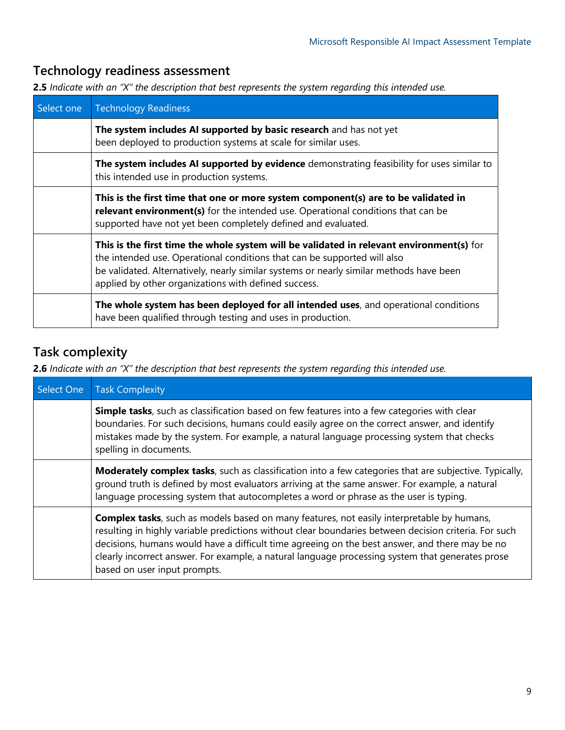## Technology readiness assessment

**2.5** *Indicate with an "X" the description that best represents the system regarding this intended use.*

| Select one | Technology Readiness |
| --- | --- |
| | **The system includes AI supported by basic research** and has not yet been deployed to production systems at scale for similar uses. |
| | **The system includes AI supported by evidence** demonstrating feasibility for uses similar to this intended use in production systems. |
| | **This is the first time that one or more system component(s) are to be validated in relevant environment(s)** for the intended use. Operational conditions that can be supported have not yet been completely defined and evaluated. |
| | **This is the first time the whole system will be validated in relevant environment(s)** for the intended use. Operational conditions that can be supported will also be validated. Alternatively, nearly similar systems or nearly similar methods have been applied by other organizations with defined success. |
| | **The whole system has been deployed for all intended uses**, and operational conditions have been qualified through testing and uses in production. |

## Task complexity

**2.6** *Indicate with an "X" the description that best represents the system regarding this intended use.*

| Select One | Task Complexity |
| --- | --- |
| | **Simple tasks**, such as classification based on few features into a few categories with clear boundaries. For such decisions, humans could easily agree on the correct answer, and identify mistakes made by the system. For example, a natural language processing system that checks spelling in documents. |
| | **Moderately complex tasks**, such as classification into a few categories that are subjective. Typically, ground truth is defined by most evaluators arriving at the same answer. For example, a natural language processing system that autocompletes a word or phrase as the user is typing. |
| | **Complex tasks**, such as models based on many features, not easily interpretable by humans, resulting in highly variable predictions without clear boundaries between decision criteria. For such decisions, humans would have a difficult time agreeing on the best answer, and there may be no clearly incorrect answer. For example, a natural language processing system that generates prose based on user input prompts. |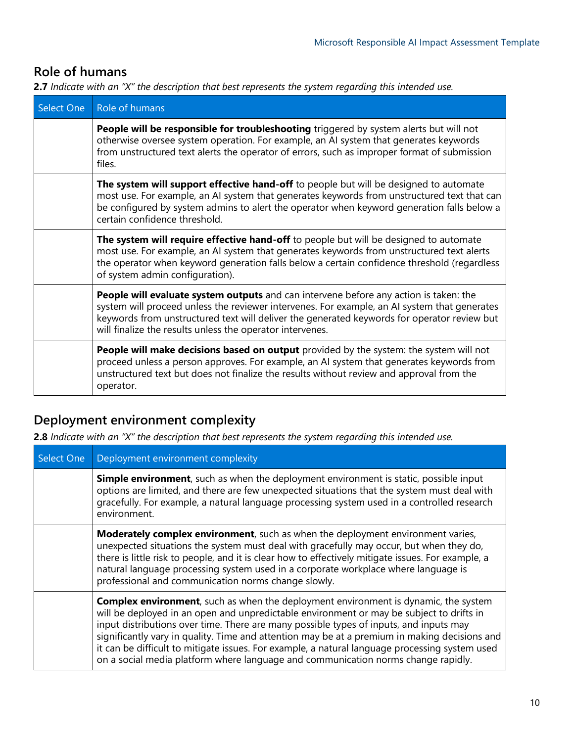## Role of humans

**2.7** *Indicate with an "X" the description that best represents the system regarding this intended use.*

| Select One | Role of humans |
|---|---|
| | **People will be responsible for troubleshooting** triggered by system alerts but will not otherwise oversee system operation. For example, an AI system that generates keywords from unstructured text alerts the operator of errors, such as improper format of submission files. |
| | **The system will support effective hand-off** to people but will be designed to automate most use. For example, an AI system that generates keywords from unstructured text that can be configured by system admins to alert the operator when keyword generation falls below a certain confidence threshold. |
| | **The system will require effective hand-off** to people but will be designed to automate most use. For example, an AI system that generates keywords from unstructured text alerts the operator when keyword generation falls below a certain confidence threshold (regardless of system admin configuration). |
| | **People will evaluate system outputs** and can intervene before any action is taken: the system will proceed unless the reviewer intervenes. For example, an AI system that generates keywords from unstructured text will deliver the generated keywords for operator review but will finalize the results unless the operator intervenes. |
| | **People will make decisions based on output** provided by the system: the system will not proceed unless a person approves. For example, an AI system that generates keywords from unstructured text but does not finalize the results without review and approval from the operator. |

## Deployment environment complexity

**2.8** *Indicate with an "X" the description that best represents the system regarding this intended use.*

| Select One | Deployment environment complexity |
|---|---|
| | **Simple environment**, such as when the deployment environment is static, possible input options are limited, and there are few unexpected situations that the system must deal with gracefully. For example, a natural language processing system used in a controlled research environment. |
| | **Moderately complex environment**, such as when the deployment environment varies, unexpected situations the system must deal with gracefully may occur, but when they do, there is little risk to people, and it is clear how to effectively mitigate issues. For example, a natural language processing system used in a corporate workplace where language is professional and communication norms change slowly. |
| | **Complex environment**, such as when the deployment environment is dynamic, the system will be deployed in an open and unpredictable environment or may be subject to drifts in input distributions over time. There are many possible types of inputs, and inputs may significantly vary in quality. Time and attention may be at a premium in making decisions and it can be difficult to mitigate issues. For example, a natural language processing system used on a social media platform where language and communication norms change rapidly. |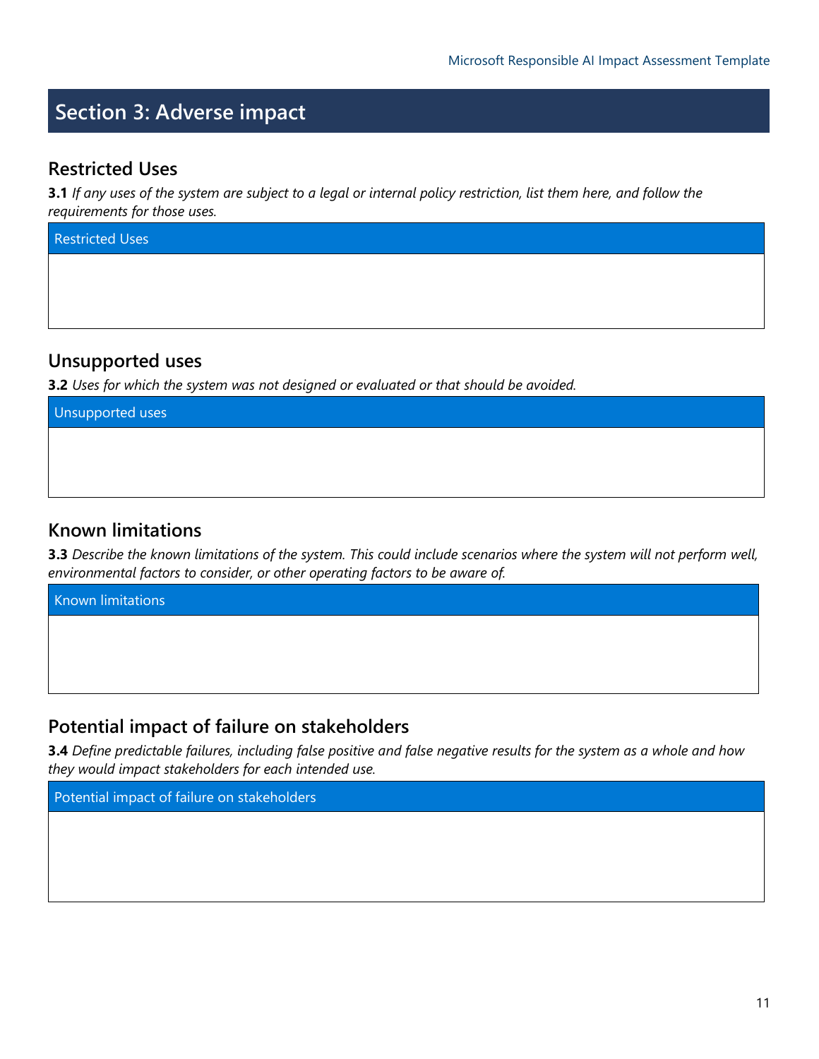# Section 3: Adverse impact

## Restricted Uses

**3.1** *If any uses of the system are subject to a legal or internal policy restriction, list them here, and follow the requirements for those uses.*

| Restricted Uses |
|---|
| |

## Unsupported uses

**3.2** *Uses for which the system was not designed or evaluated or that should be avoided.*

| Unsupported uses |
|---|
| |

## Known limitations

**3.3** *Describe the known limitations of the system. This could include scenarios where the system will not perform well, environmental factors to consider, or other operating factors to be aware of.*

| Known limitations |
|---|
| |

## Potential impact of failure on stakeholders

**3.4** *Define predictable failures, including false positive and false negative results for the system as a whole and how they would impact stakeholders for each intended use.*

| Potential impact of failure on stakeholders |
|---|
| |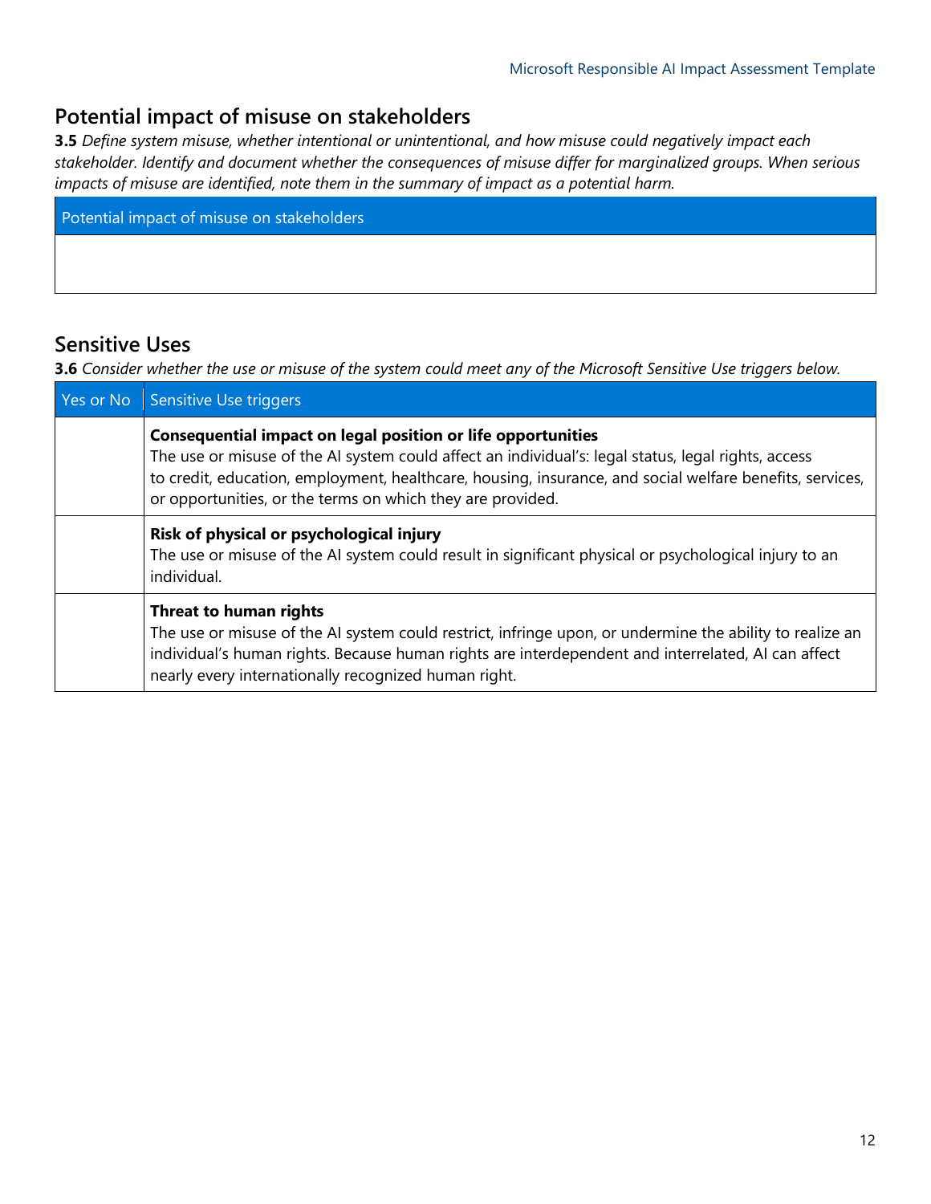## Potential impact of misuse on stakeholders

**3.5** *Define system misuse, whether intentional or unintentional, and how misuse could negatively impact each stakeholder. Identify and document whether the consequences of misuse differ for marginalized groups. When serious impacts of misuse are identified, note them in the summary of impact as a potential harm.*

| Potential impact of misuse on stakeholders |
| --- |
| |

## Sensitive Uses

**3.6** *Consider whether the use or misuse of the system could meet any of the Microsoft Sensitive Use triggers below.*

| Yes or No | Sensitive Use triggers |
| --- | --- |
| | **Consequential impact on legal position or life opportunities** The use or misuse of the AI system could affect an individual's: legal status, legal rights, access to credit, education, employment, healthcare, housing, insurance, and social welfare benefits, services, or opportunities, or the terms on which they are provided. |
| | **Risk of physical or psychological injury** The use or misuse of the AI system could result in significant physical or psychological injury to an individual. |
| | **Threat to human rights** The use or misuse of the AI system could restrict, infringe upon, or undermine the ability to realize an individual's human rights. Because human rights are interdependent and interrelated, AI can affect nearly every internationally recognized human right. |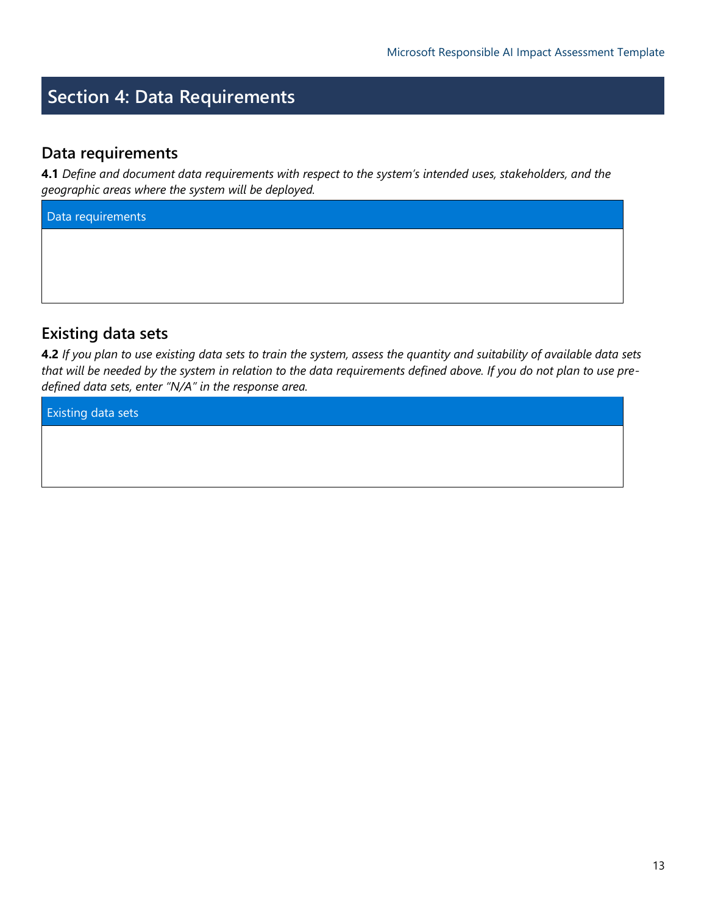# Section 4: Data Requirements

## Data requirements

**4.1** *Define and document data requirements with respect to the system's intended uses, stakeholders, and the geographic areas where the system will be deployed.*

| Data requirements |
| --- |
| |

## Existing data sets

**4.2** *If you plan to use existing data sets to train the system, assess the quantity and suitability of available data sets that will be needed by the system in relation to the data requirements defined above. If you do not plan to use pre-defined data sets, enter "N/A" in the response area.*

| Existing data sets |
| --- |
| |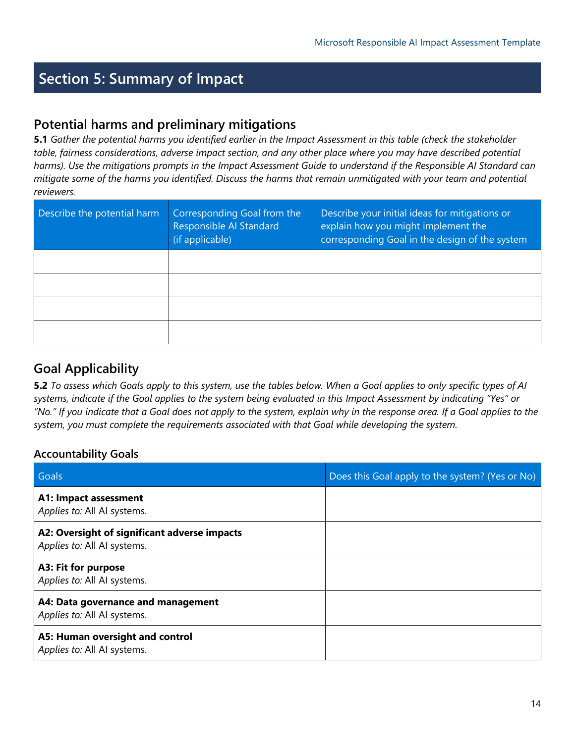## Section 5: Summary of Impact

### Potential harms and preliminary mitigations

**5.1** *Gather the potential harms you identified earlier in the Impact Assessment in this table (check the stakeholder table, fairness considerations, adverse impact section, and any other place where you may have described potential harms). Use the mitigations prompts in the Impact Assessment Guide to understand if the Responsible AI Standard can mitigate some of the harms you identified. Discuss the harms that remain unmitigated with your team and potential reviewers.*

| Describe the potential harm | Corresponding Goal from the Responsible AI Standard (if applicable) | Describe your initial ideas for mitigations or explain how you might implement the corresponding Goal in the design of the system |
|---|---|---|
| | | |
| | | |
| | | |
| | | |

### Goal Applicability

**5.2** *To assess which Goals apply to this system, use the tables below. When a Goal applies to only specific types of AI systems, indicate if the Goal applies to the system being evaluated in this Impact Assessment by indicating "Yes" or "No." If you indicate that a Goal does not apply to the system, explain why in the response area. If a Goal applies to the system, you must complete the requirements associated with that Goal while developing the system.*

#### Accountability Goals

| Goals | Does this Goal apply to the system? (Yes or No) |
|---|---|
| **A1: Impact assessment**<br>*Applies to:* All AI systems. | |
| **A2: Oversight of significant adverse impacts**<br>*Applies to:* All AI systems. | |
| **A3: Fit for purpose**<br>*Applies to:* All AI systems. | |
| **A4: Data governance and management**<br>*Applies to:* All AI systems. | |
| **A5: Human oversight and control**<br>*Applies to:* All AI systems. | |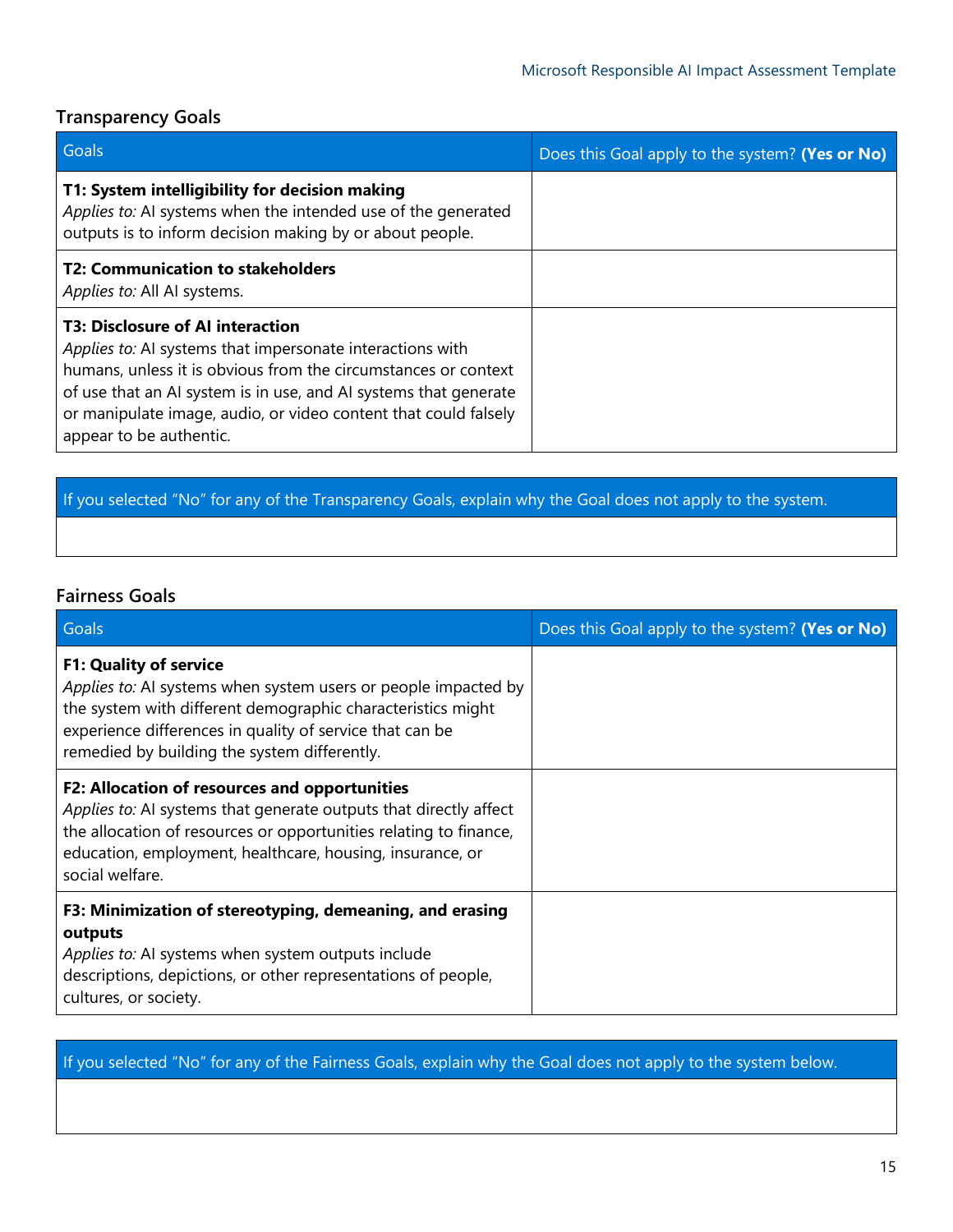### Transparency Goals

| Goals | Does this Goal apply to the system? **(Yes or No)** |
| --- | --- |
| **T1: System intelligibility for decision making** *Applies to:* AI systems when the intended use of the generated outputs is to inform decision making by or about people. | |
| **T2: Communication to stakeholders** *Applies to:* All AI systems. | |
| **T3: Disclosure of AI interaction** *Applies to:* AI systems that impersonate interactions with humans, unless it is obvious from the circumstances or context of use that an AI system is in use, and AI systems that generate or manipulate image, audio, or video content that could falsely appear to be authentic. | |

| If you selected "No" for any of the Transparency Goals, explain why the Goal does not apply to the system. |
| --- |
| |

### Fairness Goals

| Goals | Does this Goal apply to the system? **(Yes or No)** |
| --- | --- |
| **F1: Quality of service** *Applies to:* AI systems when system users or people impacted by the system with different demographic characteristics might experience differences in quality of service that can be remedied by building the system differently. | |
| **F2: Allocation of resources and opportunities** *Applies to:* AI systems that generate outputs that directly affect the allocation of resources or opportunities relating to finance, education, employment, healthcare, housing, insurance, or social welfare. | |
| **F3: Minimization of stereotyping, demeaning, and erasing outputs** *Applies to:* AI systems when system outputs include descriptions, depictions, or other representations of people, cultures, or society. | |

| If you selected "No" for any of the Fairness Goals, explain why the Goal does not apply to the system below. |
| --- |
| |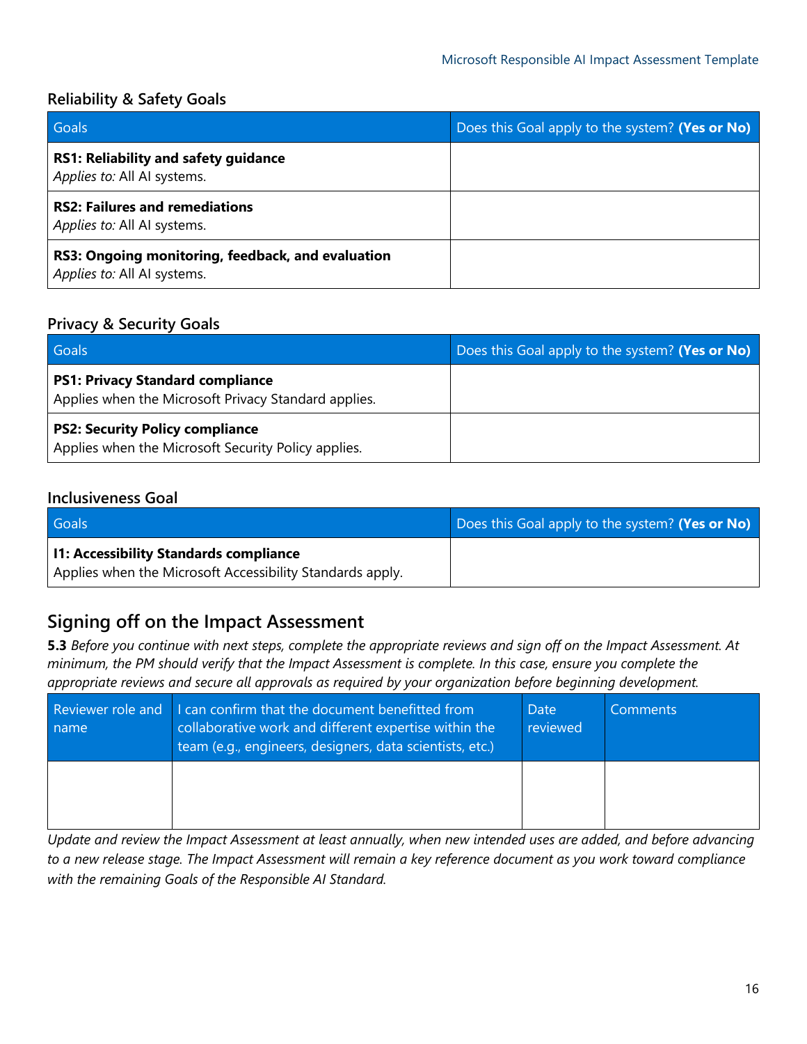### Reliability & Safety Goals

| Goals | Does this Goal apply to the system? **(Yes or No)** |
|---|---|
| **RS1: Reliability and safety guidance**<br>*Applies to:* All AI systems. | |
| **RS2: Failures and remediations**<br>*Applies to:* All AI systems. | |
| **RS3: Ongoing monitoring, feedback, and evaluation**<br>*Applies to:* All AI systems. | |

### Privacy & Security Goals

| Goals | Does this Goal apply to the system? **(Yes or No)** |
|---|---|
| **PS1: Privacy Standard compliance**<br>Applies when the Microsoft Privacy Standard applies. | |
| **PS2: Security Policy compliance**<br>Applies when the Microsoft Security Policy applies. | |

### Inclusiveness Goal

| Goals | Does this Goal apply to the system? **(Yes or No)** |
|---|---|
| **I1: Accessibility Standards compliance**<br>Applies when the Microsoft Accessibility Standards apply. | |

## Signing off on the Impact Assessment

**5.3** *Before you continue with next steps, complete the appropriate reviews and sign off on the Impact Assessment. At minimum, the PM should verify that the Impact Assessment is complete. In this case, ensure you complete the appropriate reviews and secure all approvals as required by your organization before beginning development.*

| Reviewer role and name | I can confirm that the document benefitted from collaborative work and different expertise within the team (e.g., engineers, designers, data scientists, etc.) | Date reviewed | Comments |
|---|---|---|---|
| | | | |

*Update and review the Impact Assessment at least annually, when new intended uses are added, and before advancing to a new release stage. The Impact Assessment will remain a key reference document as you work toward compliance with the remaining Goals of the Responsible AI Standard.*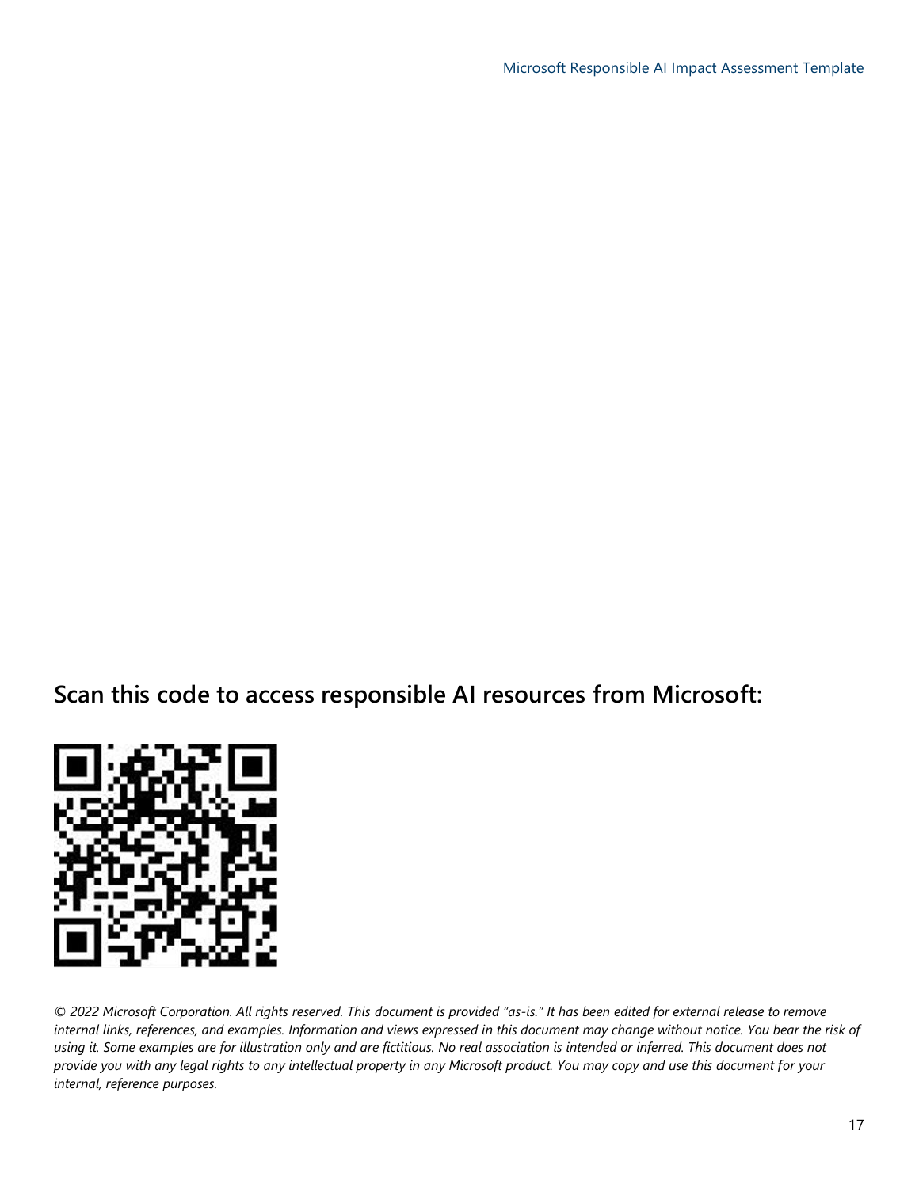## Scan this code to access responsible AI resources from Microsoft:

*© 2022 Microsoft Corporation. All rights reserved. This document is provided "as-is." It has been edited for external release to remove internal links, references, and examples. Information and views expressed in this document may change without notice. You bear the risk of using it. Some examples are for illustration only and are fictitious. No real association is intended or inferred. This document does not provide you with any legal rights to any intellectual property in any Microsoft product. You may copy and use this document for your internal, reference purposes.*